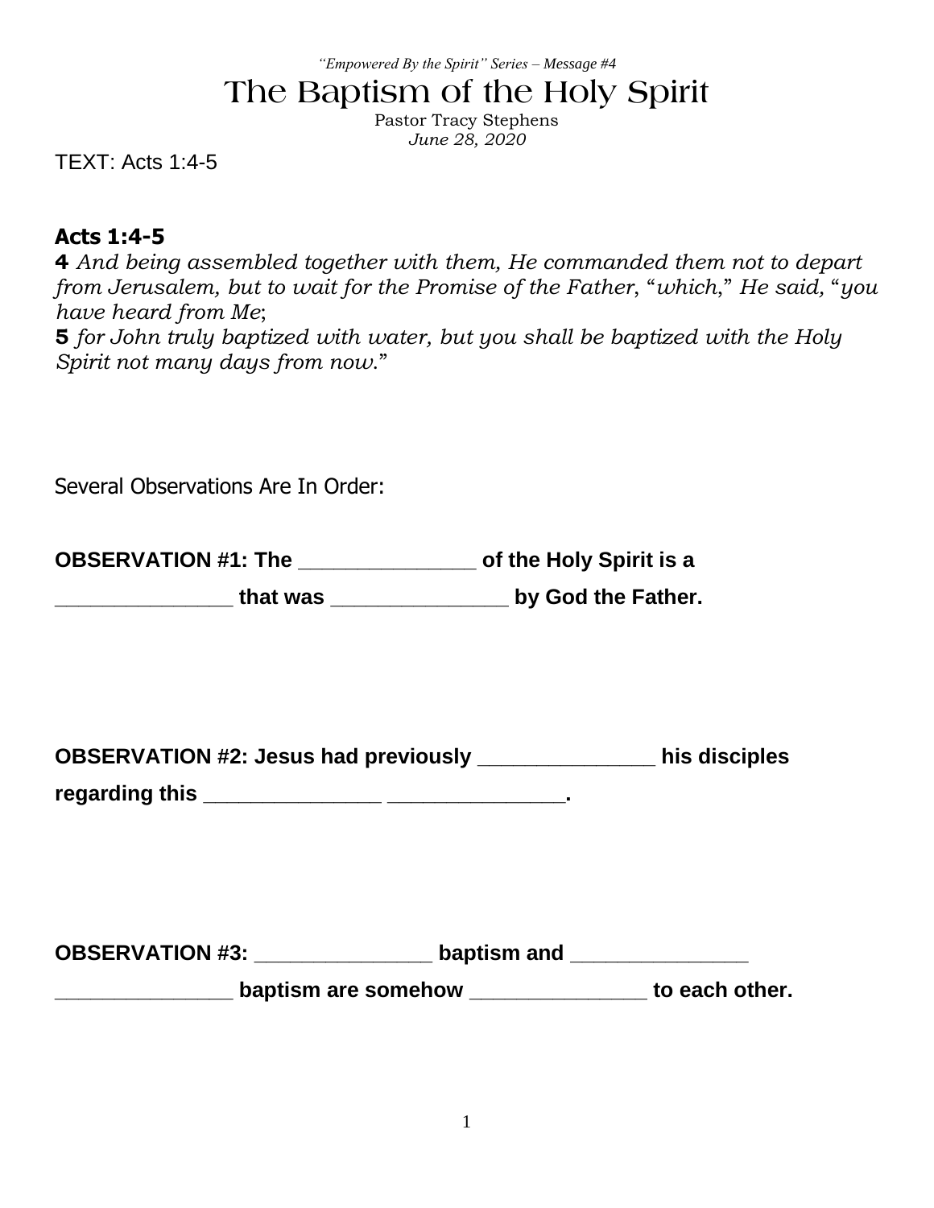*"Empowered By the Spirit" Series – Message #4*

# The Baptism of the Holy Spirit

Pastor Tracy Stephens
*June 28, 2020*

TEXT: Acts 1:4-5

**Acts 1:4-5**

**4** *And being assembled together with them, He commanded them not to depart from Jerusalem, but to wait for the Promise of the Father, "which," He said, "you have heard from Me;*
**5** *for John truly baptized with water, but you shall be baptized with the Holy Spirit not many days from now."*

Several Observations Are In Order:

**OBSERVATION #1: The _______________ of the Holy Spirit is a _______________ that was _______________ by God the Father.**

**OBSERVATION #2: Jesus had previously _______________ his disciples regarding this _______________ _______________.**

**OBSERVATION #3: _______________ baptism and _______________ _______________ baptism are somehow _______________ to each other.**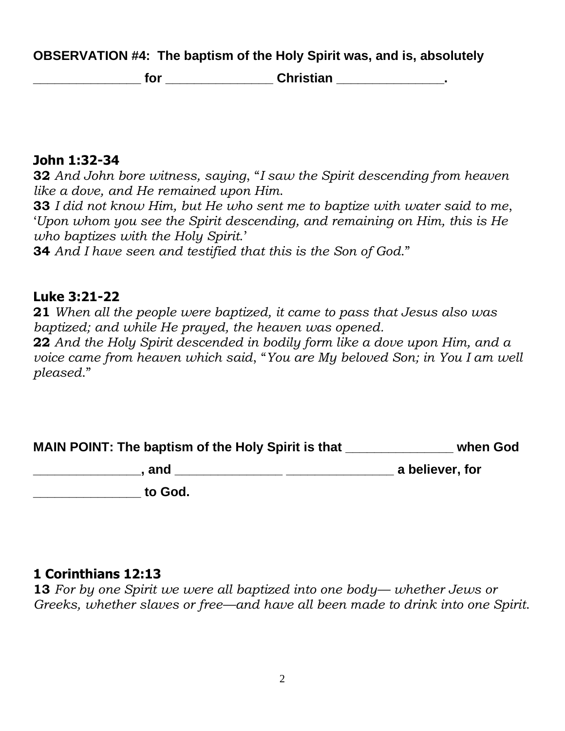**OBSERVATION #4: The baptism of the Holy Spirit was, and is, absolutely _______________ for _______________ Christian _______________.**

### John 1:32-34

**32** *And John bore witness, saying, "I saw the Spirit descending from heaven like a dove, and He remained upon Him.*
**33** *I did not know Him, but He who sent me to baptize with water said to me, 'Upon whom you see the Spirit descending, and remaining on Him, this is He who baptizes with the Holy Spirit.'*
**34** *And I have seen and testified that this is the Son of God."*

### Luke 3:21-22

**21** *When all the people were baptized, it came to pass that Jesus also was baptized; and while He prayed, the heaven was opened.*
**22** *And the Holy Spirit descended in bodily form like a dove upon Him, and a voice came from heaven which said, "You are My beloved Son; in You I am well pleased."*

**MAIN POINT: The baptism of the Holy Spirit is that _______________ when God _______________, and _______________ _______________ a believer, for _______________ to God.**

### 1 Corinthians 12:13

**13** *For by one Spirit we were all baptized into one body— whether Jews or Greeks, whether slaves or free—and have all been made to drink into one Spirit.*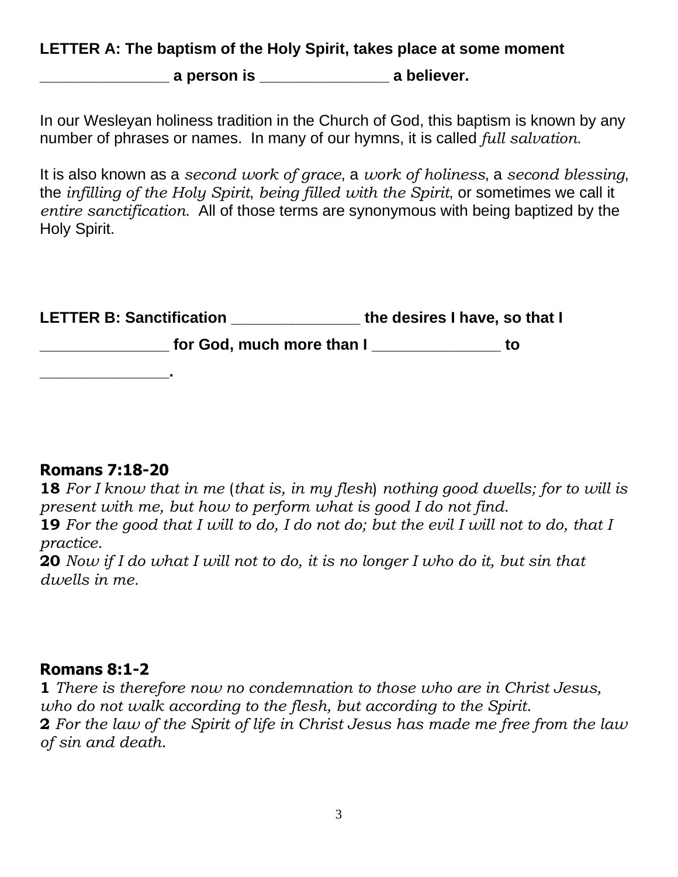**LETTER A: The baptism of the Holy Spirit, takes place at some moment _______________ a person is _______________ a believer.**

In our Wesleyan holiness tradition in the Church of God, this baptism is known by any number of phrases or names. In many of our hymns, it is called *full salvation*.

It is also known as a *second work of grace*, a *work of holiness*, a *second blessing*, the *infilling of the Holy Spirit*, *being filled with the Spirit*, or sometimes we call it *entire sanctification*. All of those terms are synonymous with being baptized by the Holy Spirit.

**LETTER B: Sanctification _______________ the desires I have, so that I _______________ for God, much more than I _______________ to _______________.**

**Romans 7:18-20**

**18** *For I know that in me (that is, in my flesh) nothing good dwells; for to will is present with me, but how to perform what is good I do not find.*

**19** *For the good that I will to do, I do not do; but the evil I will not to do, that I practice.*

**20** *Now if I do what I will not to do, it is no longer I who do it, but sin that dwells in me.*

**Romans 8:1-2**

**1** *There is therefore now no condemnation to those who are in Christ Jesus, who do not walk according to the flesh, but according to the Spirit.*

**2** *For the law of the Spirit of life in Christ Jesus has made me free from the law of sin and death.*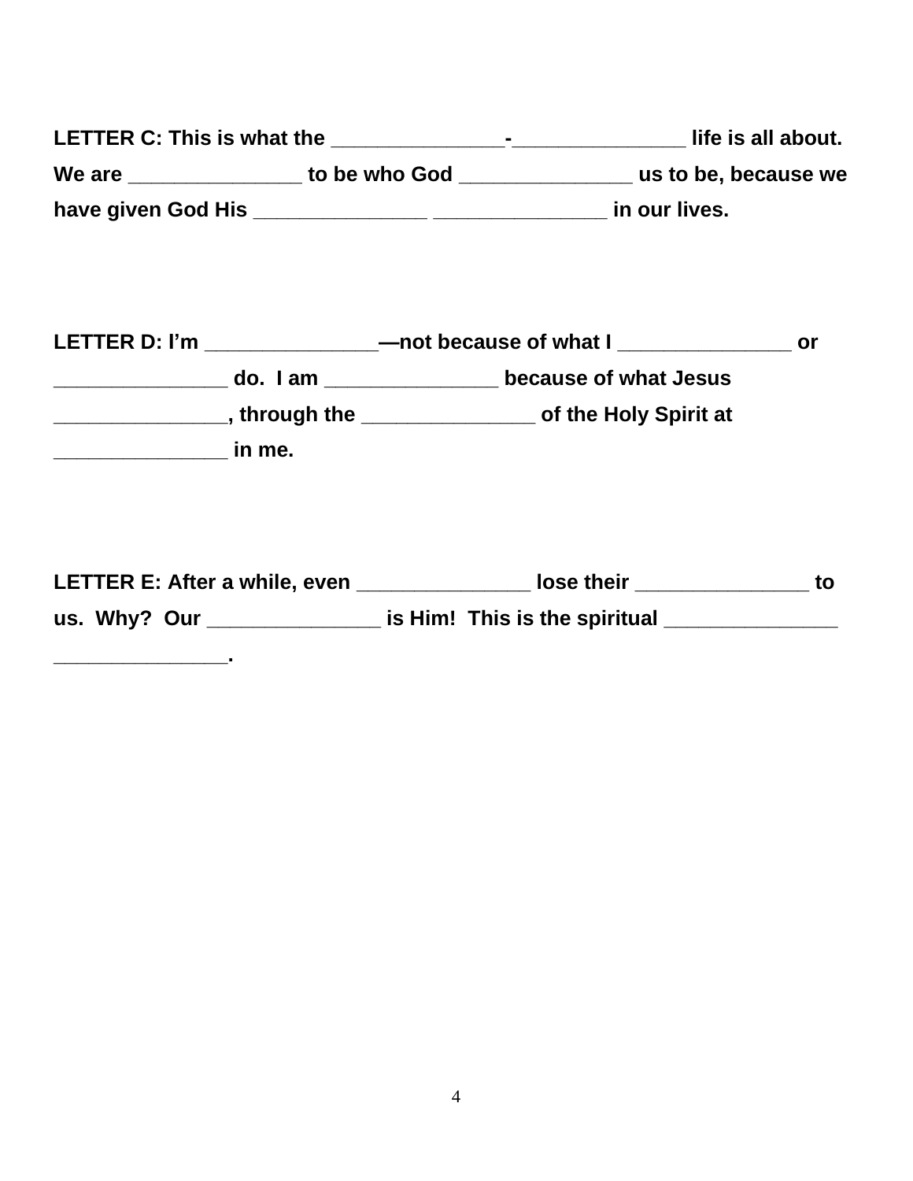**LETTER C: This is what the _______________-_______________ life is all about. We are _______________ to be who God _______________ us to be, because we have given God His _______________ _______________ in our lives.**

**LETTER D: I'm _______________—not because of what I _______________ or _______________ do. I am _______________ because of what Jesus _______________, through the _______________ of the Holy Spirit at _______________ in me.**

**LETTER E: After a while, even _______________ lose their _______________ to us. Why? Our _______________ is Him! This is the spiritual _______________ _______________.**